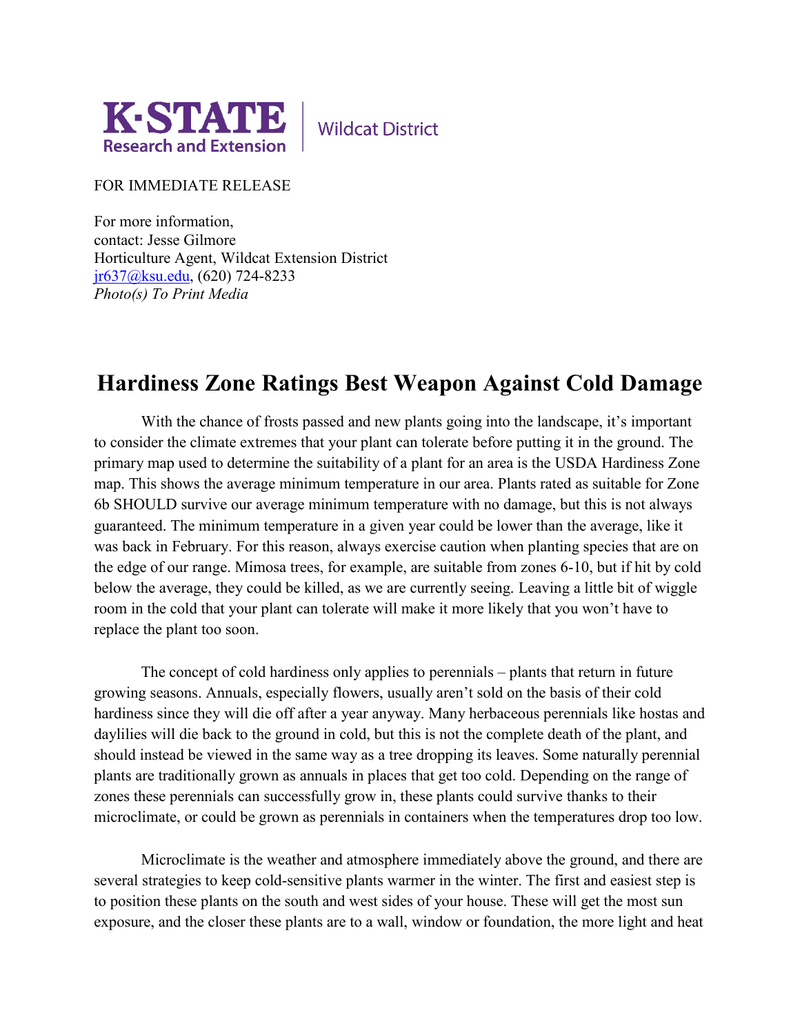K·STATE Research and Extension | Wildcat District

FOR IMMEDIATE RELEASE

For more information,
contact: Jesse Gilmore
Horticulture Agent, Wildcat Extension District
[jr637@ksu.edu](mailto:jr637@ksu.edu), (620) 724-8233
*Photo(s) To Print Media*

# Hardiness Zone Ratings Best Weapon Against Cold Damage

With the chance of frosts passed and new plants going into the landscape, it's important to consider the climate extremes that your plant can tolerate before putting it in the ground. The primary map used to determine the suitability of a plant for an area is the USDA Hardiness Zone map. This shows the average minimum temperature in our area. Plants rated as suitable for Zone 6b SHOULD survive our average minimum temperature with no damage, but this is not always guaranteed. The minimum temperature in a given year could be lower than the average, like it was back in February. For this reason, always exercise caution when planting species that are on the edge of our range. Mimosa trees, for example, are suitable from zones 6-10, but if hit by cold below the average, they could be killed, as we are currently seeing. Leaving a little bit of wiggle room in the cold that your plant can tolerate will make it more likely that you won't have to replace the plant too soon.

The concept of cold hardiness only applies to perennials – plants that return in future growing seasons. Annuals, especially flowers, usually aren't sold on the basis of their cold hardiness since they will die off after a year anyway. Many herbaceous perennials like hostas and daylilies will die back to the ground in cold, but this is not the complete death of the plant, and should instead be viewed in the same way as a tree dropping its leaves. Some naturally perennial plants are traditionally grown as annuals in places that get too cold. Depending on the range of zones these perennials can successfully grow in, these plants could survive thanks to their microclimate, or could be grown as perennials in containers when the temperatures drop too low.

Microclimate is the weather and atmosphere immediately above the ground, and there are several strategies to keep cold-sensitive plants warmer in the winter. The first and easiest step is to position these plants on the south and west sides of your house. These will get the most sun exposure, and the closer these plants are to a wall, window or foundation, the more light and heat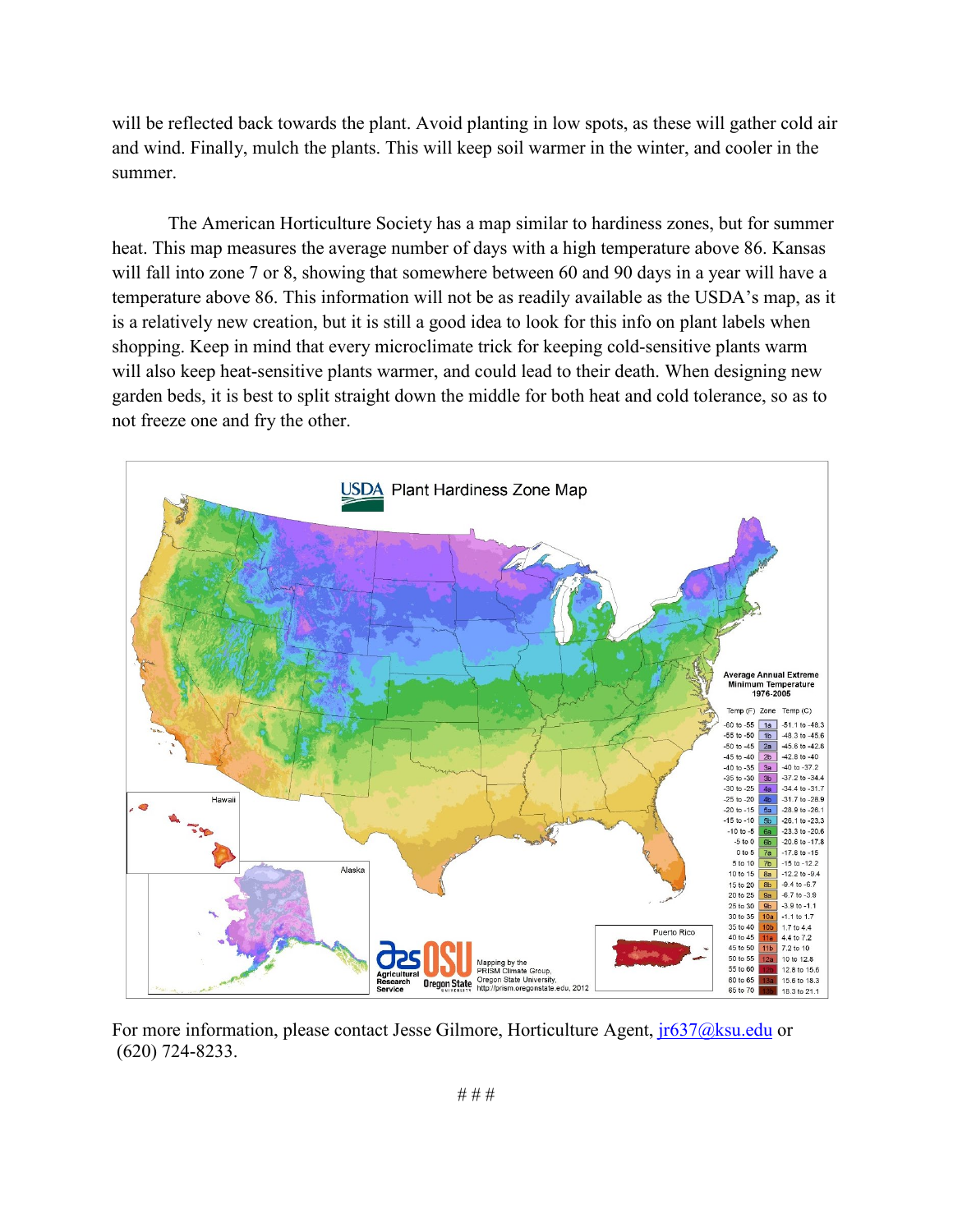will be reflected back towards the plant. Avoid planting in low spots, as these will gather cold air and wind. Finally, mulch the plants. This will keep soil warmer in the winter, and cooler in the summer.

The American Horticulture Society has a map similar to hardiness zones, but for summer heat. This map measures the average number of days with a high temperature above 86. Kansas will fall into zone 7 or 8, showing that somewhere between 60 and 90 days in a year will have a temperature above 86. This information will not be as readily available as the USDA's map, as it is a relatively new creation, but it is still a good idea to look for this info on plant labels when shopping. Keep in mind that every microclimate trick for keeping cold-sensitive plants warm will also keep heat-sensitive plants warmer, and could lead to their death. When designing new garden beds, it is best to split straight down the middle for both heat and cold tolerance, so as to not freeze one and fry the other.

For more information, please contact Jesse Gilmore, Horticulture Agent, [jr637@ksu.edu](mailto:jr637@ksu.edu) or (620) 724-8233.

# # #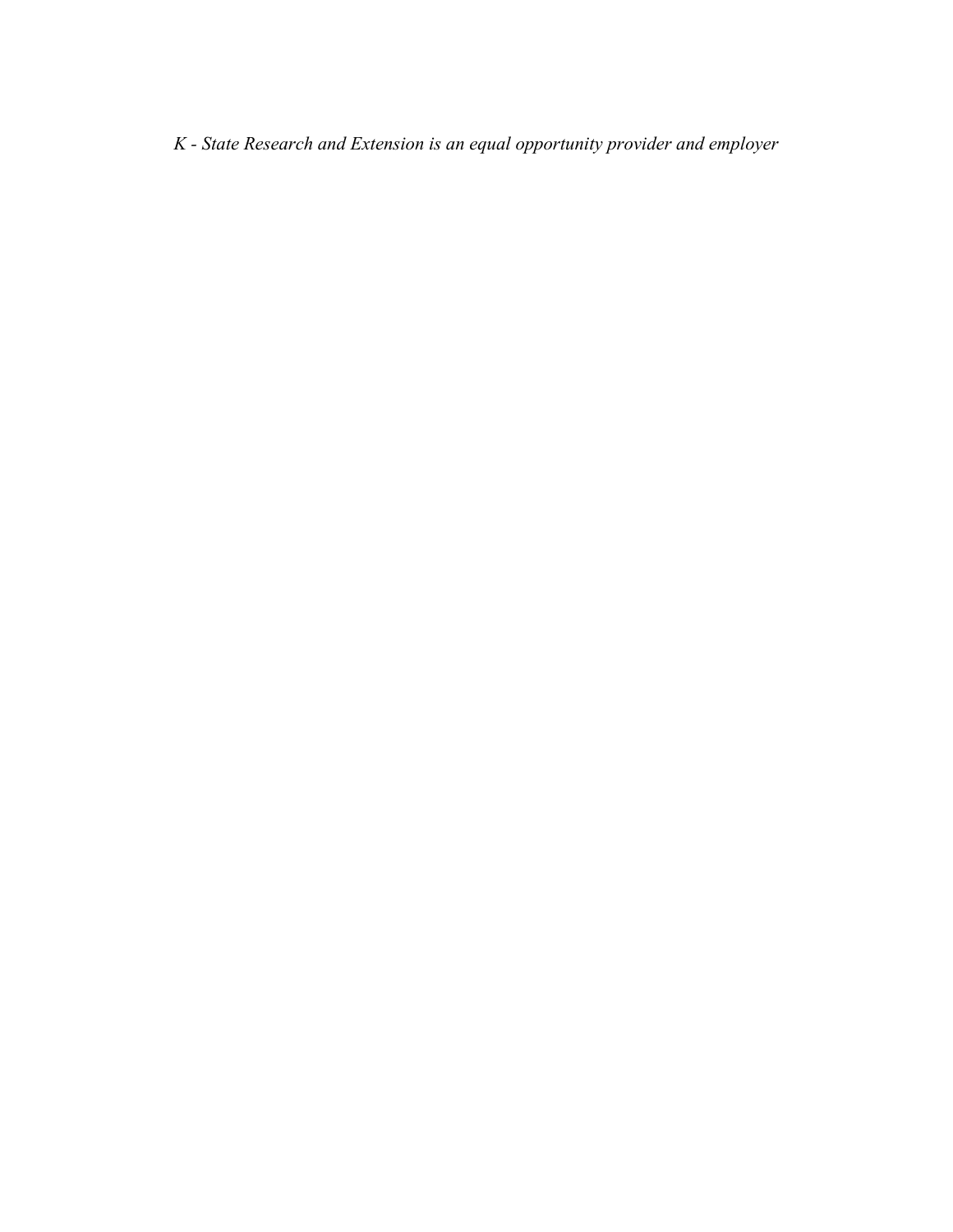*K - State Research and Extension is an equal opportunity provider and employer*